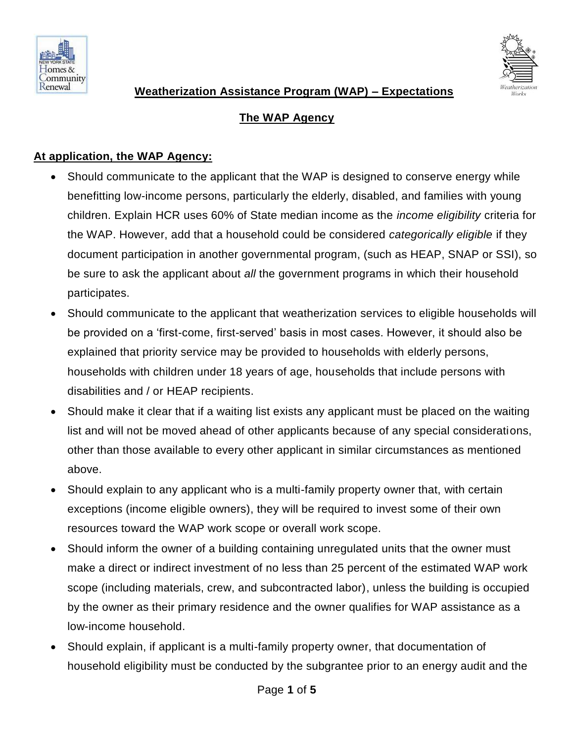# Weatherization Assistance Program (WAP) – Expectations

## The WAP Agency

### At application, the WAP Agency:

- Should communicate to the applicant that the WAP is designed to conserve energy while benefitting low-income persons, particularly the elderly, disabled, and families with young children. Explain HCR uses 60% of State median income as the *income eligibility* criteria for the WAP. However, add that a household could be considered *categorically eligible* if they document participation in another governmental program, (such as HEAP, SNAP or SSI), so be sure to ask the applicant about *all* the government programs in which their household participates.
- Should communicate to the applicant that weatherization services to eligible households will be provided on a 'first-come, first-served' basis in most cases. However, it should also be explained that priority service may be provided to households with elderly persons, households with children under 18 years of age, households that include persons with disabilities and / or HEAP recipients.
- Should make it clear that if a waiting list exists any applicant must be placed on the waiting list and will not be moved ahead of other applicants because of any special considerations, other than those available to every other applicant in similar circumstances as mentioned above.
- Should explain to any applicant who is a multi-family property owner that, with certain exceptions (income eligible owners), they will be required to invest some of their own resources toward the WAP work scope or overall work scope.
- Should inform the owner of a building containing unregulated units that the owner must make a direct or indirect investment of no less than 25 percent of the estimated WAP work scope (including materials, crew, and subcontracted labor), unless the building is occupied by the owner as their primary residence and the owner qualifies for WAP assistance as a low-income household.
- Should explain, if applicant is a multi-family property owner, that documentation of household eligibility must be conducted by the subgrantee prior to an energy audit and the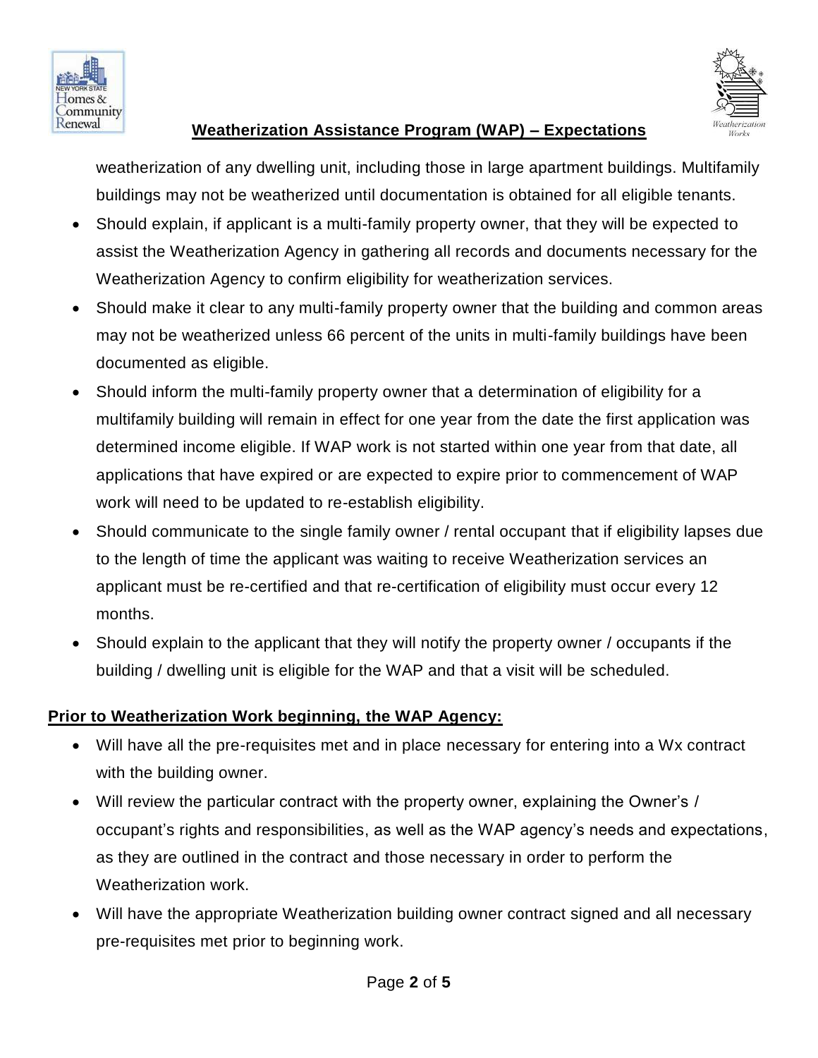weatherization of any dwelling unit, including those in large apartment buildings. Multifamily buildings may not be weatherized until documentation is obtained for all eligible tenants.

- Should explain, if applicant is a multi-family property owner, that they will be expected to assist the Weatherization Agency in gathering all records and documents necessary for the Weatherization Agency to confirm eligibility for weatherization services.
- Should make it clear to any multi-family property owner that the building and common areas may not be weatherized unless 66 percent of the units in multi-family buildings have been documented as eligible.
- Should inform the multi-family property owner that a determination of eligibility for a multifamily building will remain in effect for one year from the date the first application was determined income eligible. If WAP work is not started within one year from that date, all applications that have expired or are expected to expire prior to commencement of WAP work will need to be updated to re-establish eligibility.
- Should communicate to the single family owner / rental occupant that if eligibility lapses due to the length of time the applicant was waiting to receive Weatherization services an applicant must be re-certified and that re-certification of eligibility must occur every 12 months.
- Should explain to the applicant that they will notify the property owner / occupants if the building / dwelling unit is eligible for the WAP and that a visit will be scheduled.

**Prior to Weatherization Work beginning, the WAP Agency:**

- Will have all the pre-requisites met and in place necessary for entering into a Wx contract with the building owner.
- Will review the particular contract with the property owner, explaining the Owner's / occupant's rights and responsibilities, as well as the WAP agency's needs and expectations, as they are outlined in the contract and those necessary in order to perform the Weatherization work.
- Will have the appropriate Weatherization building owner contract signed and all necessary pre-requisites met prior to beginning work.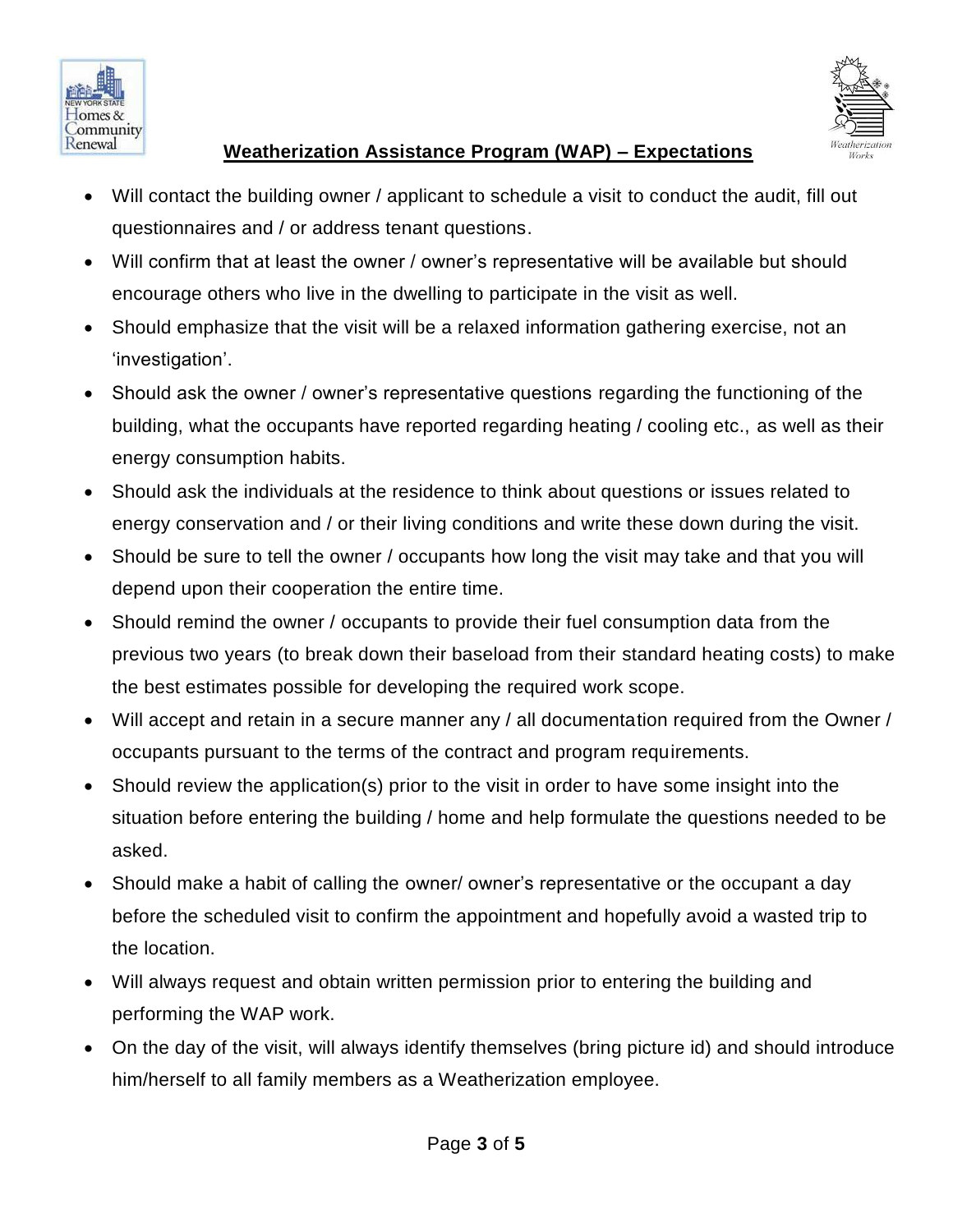## Weatherization Assistance Program (WAP) – Expectations

- Will contact the building owner / applicant to schedule a visit to conduct the audit, fill out questionnaires and / or address tenant questions.
- Will confirm that at least the owner / owner's representative will be available but should encourage others who live in the dwelling to participate in the visit as well.
- Should emphasize that the visit will be a relaxed information gathering exercise, not an 'investigation'.
- Should ask the owner / owner's representative questions regarding the functioning of the building, what the occupants have reported regarding heating / cooling etc., as well as their energy consumption habits.
- Should ask the individuals at the residence to think about questions or issues related to energy conservation and / or their living conditions and write these down during the visit.
- Should be sure to tell the owner / occupants how long the visit may take and that you will depend upon their cooperation the entire time.
- Should remind the owner / occupants to provide their fuel consumption data from the previous two years (to break down their baseload from their standard heating costs) to make the best estimates possible for developing the required work scope.
- Will accept and retain in a secure manner any / all documentation required from the Owner / occupants pursuant to the terms of the contract and program requirements.
- Should review the application(s) prior to the visit in order to have some insight into the situation before entering the building / home and help formulate the questions needed to be asked.
- Should make a habit of calling the owner/ owner's representative or the occupant a day before the scheduled visit to confirm the appointment and hopefully avoid a wasted trip to the location.
- Will always request and obtain written permission prior to entering the building and performing the WAP work.
- On the day of the visit, will always identify themselves (bring picture id) and should introduce him/herself to all family members as a Weatherization employee.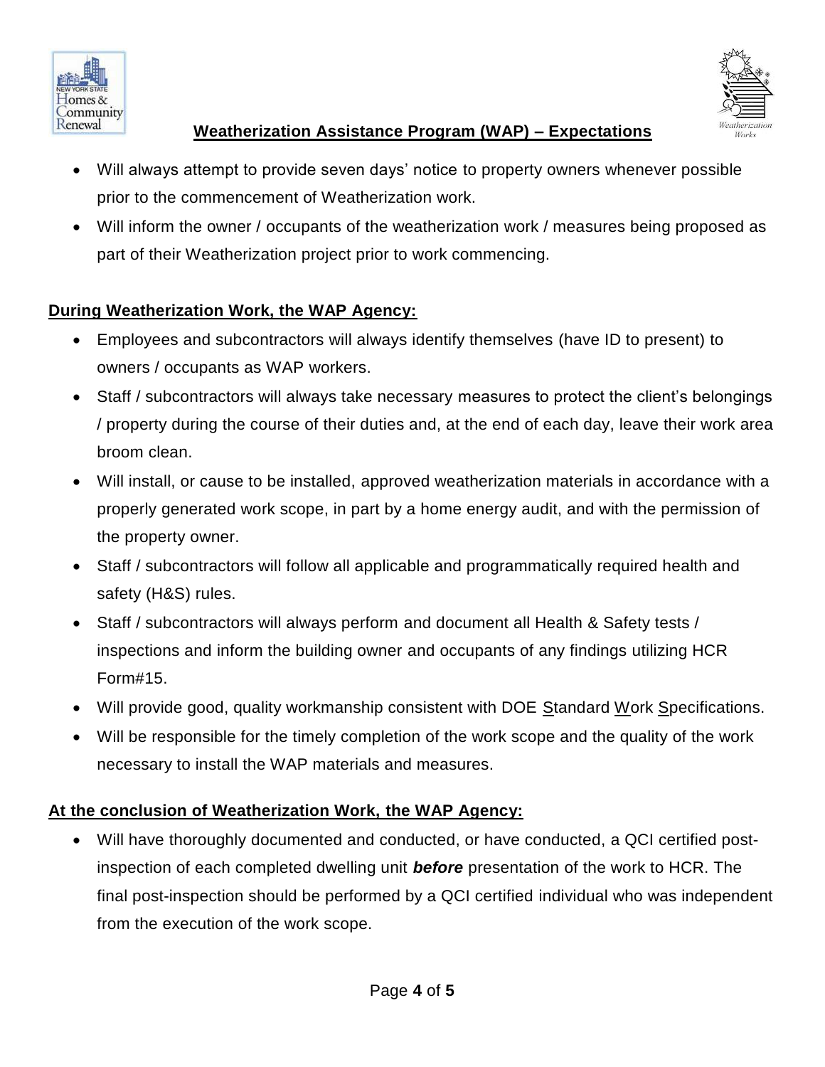- Will always attempt to provide seven days' notice to property owners whenever possible prior to the commencement of Weatherization work.
- Will inform the owner / occupants of the weatherization work / measures being proposed as part of their Weatherization project prior to work commencing.

**During Weatherization Work, the WAP Agency:**

- Employees and subcontractors will always identify themselves (have ID to present) to owners / occupants as WAP workers.
- Staff / subcontractors will always take necessary measures to protect the client's belongings / property during the course of their duties and, at the end of each day, leave their work area broom clean.
- Will install, or cause to be installed, approved weatherization materials in accordance with a properly generated work scope, in part by a home energy audit, and with the permission of the property owner.
- Staff / subcontractors will follow all applicable and programmatically required health and safety (H&S) rules.
- Staff / subcontractors will always perform and document all Health & Safety tests / inspections and inform the building owner and occupants of any findings utilizing HCR Form#15.
- Will provide good, quality workmanship consistent with DOE Standard Work Specifications.
- Will be responsible for the timely completion of the work scope and the quality of the work necessary to install the WAP materials and measures.

**At the conclusion of Weatherization Work, the WAP Agency:**

- Will have thoroughly documented and conducted, or have conducted, a QCI certified post-inspection of each completed dwelling unit ***before*** presentation of the work to HCR. The final post-inspection should be performed by a QCI certified individual who was independent from the execution of the work scope.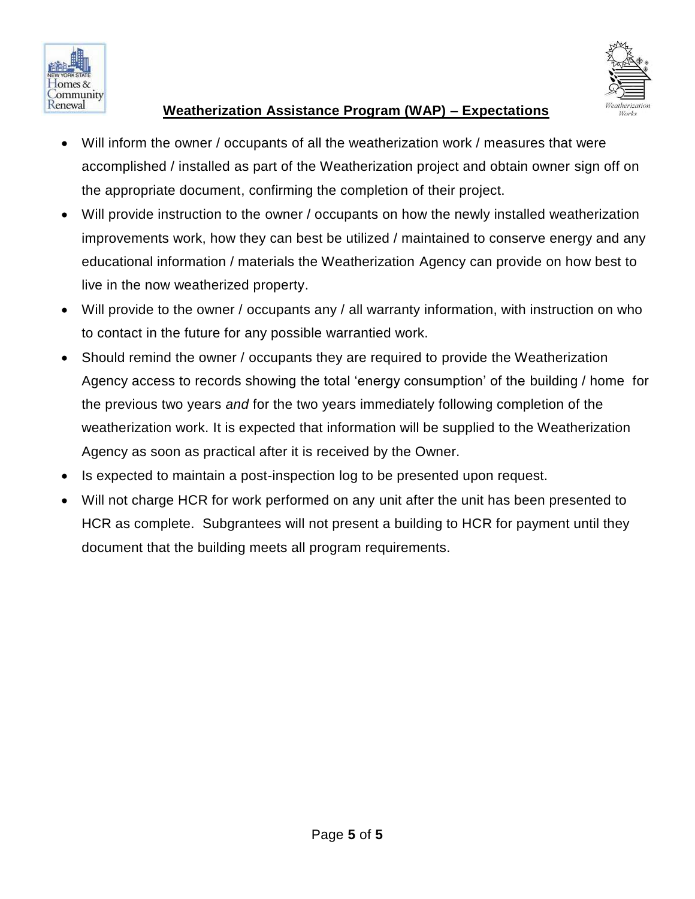## Weatherization Assistance Program (WAP) – Expectations

- Will inform the owner / occupants of all the weatherization work / measures that were accomplished / installed as part of the Weatherization project and obtain owner sign off on the appropriate document, confirming the completion of their project.
- Will provide instruction to the owner / occupants on how the newly installed weatherization improvements work, how they can best be utilized / maintained to conserve energy and any educational information / materials the Weatherization Agency can provide on how best to live in the now weatherized property.
- Will provide to the owner / occupants any / all warranty information, with instruction on who to contact in the future for any possible warrantied work.
- Should remind the owner / occupants they are required to provide the Weatherization Agency access to records showing the total 'energy consumption' of the building / home for the previous two years *and* for the two years immediately following completion of the weatherization work. It is expected that information will be supplied to the Weatherization Agency as soon as practical after it is received by the Owner.
- Is expected to maintain a post-inspection log to be presented upon request.
- Will not charge HCR for work performed on any unit after the unit has been presented to HCR as complete. Subgrantees will not present a building to HCR for payment until they document that the building meets all program requirements.